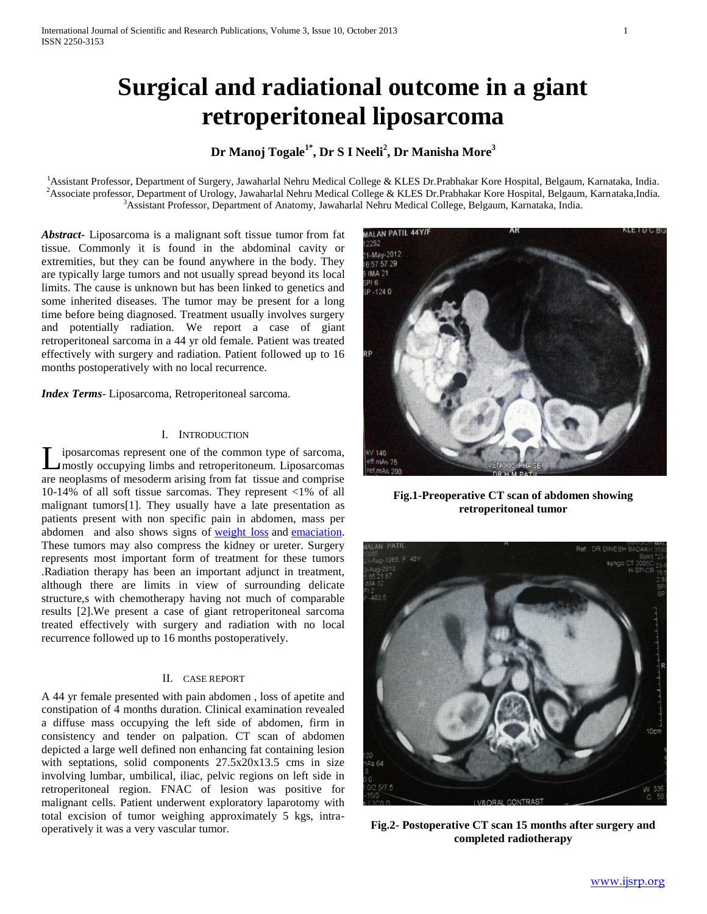# Surgical and radiational outcome in a giant retroperitoneal liposarcoma

**Dr Manoj Togale[1*], Dr S I Neeli[2], Dr Manisha More[3]**

[1]Assistant Professor, Department of Surgery, Jawaharlal Nehru Medical College & KLES Dr.Prabhakar Kore Hospital, Belgaum, Karnataka, India.
[2]Associate professor, Department of Urology, Jawaharlal Nehru Medical College & KLES Dr.Prabhakar Kore Hospital, Belgaum, Karnataka,India.
[3]Assistant Professor, Department of Anatomy, Jawaharlal Nehru Medical College, Belgaum, Karnataka, India.

***Abstract***- Liposarcoma is a malignant soft tissue tumor from fat tissue. Commonly it is found in the abdominal cavity or extremities, but they can be found anywhere in the body. They are typically large tumors and not usually spread beyond its local limits. The cause is unknown but has been linked to genetics and some inherited diseases. The tumor may be present for a long time before being diagnosed. Treatment usually involves surgery and potentially radiation. We report a case of giant retroperitoneal sarcoma in a 44 yr old female. Patient was treated effectively with surgery and radiation. Patient followed up to 16 months postoperatively with no local recurrence.

***Index Terms***- Liposarcoma, Retroperitoneal sarcoma.

## I. Introduction

Liposarcomas represent one of the common type of sarcoma, mostly occupying limbs and retroperitoneum. Liposarcomas are neoplasms of mesoderm arising from fat tissue and comprise 10-14% of all soft tissue sarcomas. They represent <1% of all malignant tumors[1]. They usually have a late presentation as patients present with non specific pain in abdomen, mass per abdomen and also shows signs of weight loss and emaciation. These tumors may also compress the kidney or ureter. Surgery represents most important form of treatment for these tumors .Radiation therapy has been an important adjunct in treatment, although there are limits in view of surrounding delicate structure,s with chemotherapy having not much of comparable results [2].We present a case of giant retroperitoneal sarcoma treated effectively with surgery and radiation with no local recurrence followed up to 16 months postoperatively.

## II. Case Report

A 44 yr female presented with pain abdomen , loss of apetite and constipation of 4 months duration. Clinical examination revealed a diffuse mass occupying the left side of abdomen, firm in consistency and tender on palpation. CT scan of abdomen depicted a large well defined non enhancing fat containing lesion with septations, solid components 27.5x20x13.5 cms in size involving lumbar, umbilical, iliac, pelvic regions on left side in retroperitoneal region. FNAC of lesion was positive for malignant cells. Patient underwent exploratory laparotomy with total excision of tumor weighing approximately 5 kgs, intra-operatively it was a very vascular tumor.

**Fig.1-Preoperative CT scan of abdomen showing retroperitoneal tumor**

**Fig.2- Postoperative CT scan 15 months after surgery and completed radiotherapy**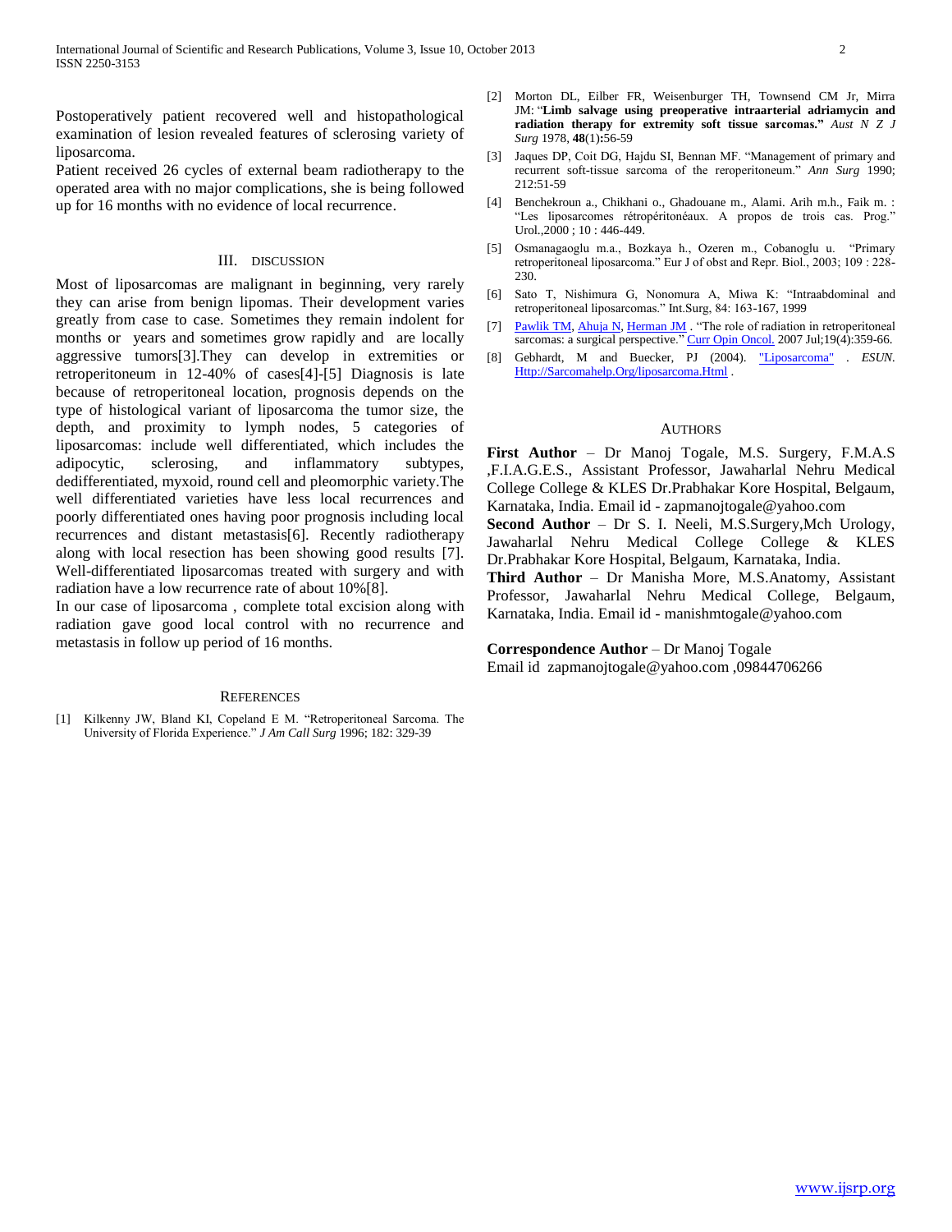Postoperatively patient recovered well and histopathological examination of lesion revealed features of sclerosing variety of liposarcoma.

Patient received 26 cycles of external beam radiotherapy to the operated area with no major complications, she is being followed up for 16 months with no evidence of local recurrence.

## III. Discussion

Most of liposarcomas are malignant in beginning, very rarely they can arise from benign lipomas. Their development varies greatly from case to case. Sometimes they remain indolent for months or years and sometimes grow rapidly and are locally aggressive tumors[3].They can develop in extremities or retroperitoneum in 12-40% of cases[4]-[5] Diagnosis is late because of retroperitoneal location, prognosis depends on the type of histological variant of liposarcoma the tumor size, the depth, and proximity to lymph nodes, 5 categories of liposarcomas: include well differentiated, which includes the adipocytic, sclerosing, and inflammatory subtypes, dedifferentiated, myxoid, round cell and pleomorphic variety.The well differentiated varieties have less local recurrences and poorly differentiated ones having poor prognosis including local recurrences and distant metastasis[6]. Recently radiotherapy along with local resection has been showing good results [7]. Well-differentiated liposarcomas treated with surgery and with radiation have a low recurrence rate of about 10%[8].

In our case of liposarcoma , complete total excision along with radiation gave good local control with no recurrence and metastasis in follow up period of 16 months.

## References

[1] Kilkenny JW, Bland KI, Copeland E M. "Retroperitoneal Sarcoma. The University of Florida Experience." *J Am Call Surg* 1996; 182: 329-39

[2] Morton DL, Eilber FR, Weisenburger TH, Townsend CM Jr, Mirra JM: "**Limb salvage using preoperative intraarterial adriamycin and radiation therapy for extremity soft tissue sarcomas.**" *Aust N Z J Surg* 1978, **48**(1)**:**56-59

[3] Jaques DP, Coit DG, Hajdu SI, Bennan MF. "Management of primary and recurrent soft-tissue sarcoma of the reroperitoneum." *Ann Surg* 1990; 212:51-59

[4] Benchekroun a., Chikhani o., Ghadouane m., Alami. Arih m.h., Faik m. : "Les liposarcomes rétropéritonéaux. A propos de trois cas. Prog." Urol.,2000 ; 10 : 446-449.

[5] Osmanagaoglu m.a., Bozkaya h., Ozeren m., Cobanoglu u. "Primary retroperitoneal liposarcoma." Eur J of obst and Repr. Biol., 2003; 109 : 228-230.

[6] Sato T, Nishimura G, Nonomura A, Miwa K: "Intraabdominal and retroperitoneal liposarcomas." Int.Surg, 84: 163-167, 1999

[7] Pawlik TM, Ahuja N, Herman JM . "The role of radiation in retroperitoneal sarcomas: a surgical perspective." Curr Opin Oncol. 2007 Jul;19(4):359-66.

[8] Gebhardt, M and Buecker, PJ (2004). "Liposarcoma" . *ESUN*. Http://Sarcomahelp.Org/liposarcoma.Html .

## Authors

**First Author** – Dr Manoj Togale, M.S. Surgery, F.M.A.S ,F.I.A.G.E.S., Assistant Professor, Jawaharlal Nehru Medical College College & KLES Dr.Prabhakar Kore Hospital, Belgaum, Karnataka, India. Email id - zapmanojtogale@yahoo.com

**Second Author** – Dr S. I. Neeli, M.S.Surgery,Mch Urology, Jawaharlal Nehru Medical College College & KLES Dr.Prabhakar Kore Hospital, Belgaum, Karnataka, India.

**Third Author** – Dr Manisha More, M.S.Anatomy, Assistant Professor, Jawaharlal Nehru Medical College, Belgaum, Karnataka, India. Email id - manishmtogale@yahoo.com

**Correspondence Author** – Dr Manoj Togale
Email id zapmanojtogale@yahoo.com ,09844706266